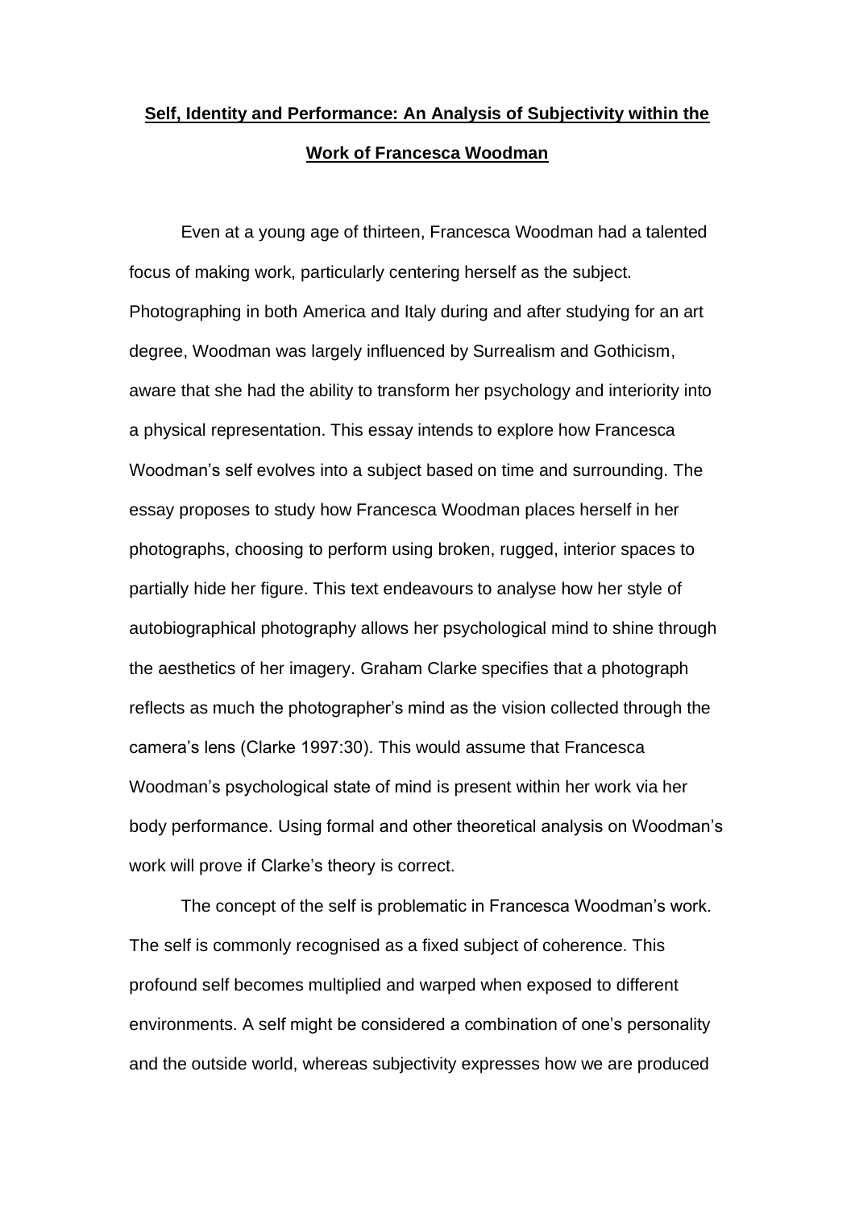# Self, Identity and Performance: An Analysis of Subjectivity within the Work of Francesca Woodman

Even at a young age of thirteen, Francesca Woodman had a talented focus of making work, particularly centering herself as the subject. Photographing in both America and Italy during and after studying for an art degree, Woodman was largely influenced by Surrealism and Gothicism, aware that she had the ability to transform her psychology and interiority into a physical representation. This essay intends to explore how Francesca Woodman's self evolves into a subject based on time and surrounding. The essay proposes to study how Francesca Woodman places herself in her photographs, choosing to perform using broken, rugged, interior spaces to partially hide her figure. This text endeavours to analyse how her style of autobiographical photography allows her psychological mind to shine through the aesthetics of her imagery. Graham Clarke specifies that a photograph reflects as much the photographer's mind as the vision collected through the camera's lens (Clarke 1997:30). This would assume that Francesca Woodman's psychological state of mind is present within her work via her body performance. Using formal and other theoretical analysis on Woodman's work will prove if Clarke's theory is correct.

The concept of the self is problematic in Francesca Woodman's work. The self is commonly recognised as a fixed subject of coherence. This profound self becomes multiplied and warped when exposed to different environments. A self might be considered a combination of one's personality and the outside world, whereas subjectivity expresses how we are produced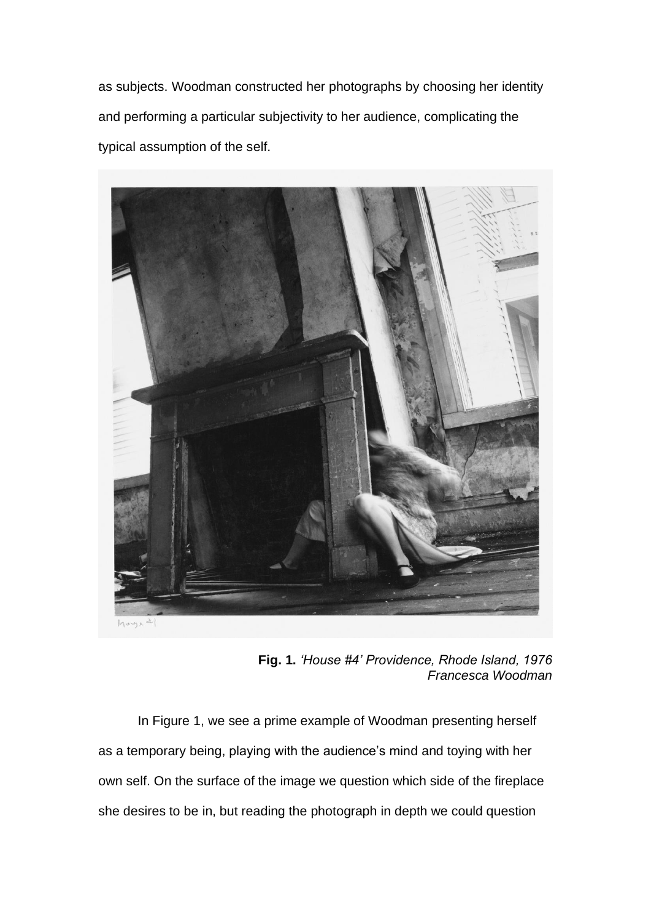as subjects. Woodman constructed her photographs by choosing her identity and performing a particular subjectivity to her audience, complicating the typical assumption of the self.

**Fig. 1.** *'House #4' Providence, Rhode Island, 1976 Francesca Woodman*

In Figure 1, we see a prime example of Woodman presenting herself as a temporary being, playing with the audience's mind and toying with her own self. On the surface of the image we question which side of the fireplace she desires to be in, but reading the photograph in depth we could question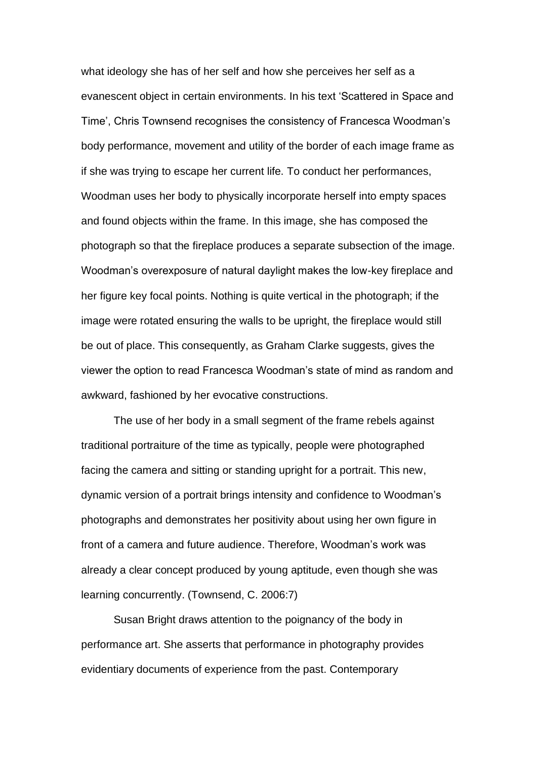what ideology she has of her self and how she perceives her self as a evanescent object in certain environments. In his text 'Scattered in Space and Time', Chris Townsend recognises the consistency of Francesca Woodman's body performance, movement and utility of the border of each image frame as if she was trying to escape her current life. To conduct her performances, Woodman uses her body to physically incorporate herself into empty spaces and found objects within the frame. In this image, she has composed the photograph so that the fireplace produces a separate subsection of the image. Woodman's overexposure of natural daylight makes the low-key fireplace and her figure key focal points. Nothing is quite vertical in the photograph; if the image were rotated ensuring the walls to be upright, the fireplace would still be out of place. This consequently, as Graham Clarke suggests, gives the viewer the option to read Francesca Woodman's state of mind as random and awkward, fashioned by her evocative constructions.

The use of her body in a small segment of the frame rebels against traditional portraiture of the time as typically, people were photographed facing the camera and sitting or standing upright for a portrait. This new, dynamic version of a portrait brings intensity and confidence to Woodman's photographs and demonstrates her positivity about using her own figure in front of a camera and future audience. Therefore, Woodman's work was already a clear concept produced by young aptitude, even though she was learning concurrently. (Townsend, C. 2006:7)

Susan Bright draws attention to the poignancy of the body in performance art. She asserts that performance in photography provides evidentiary documents of experience from the past. Contemporary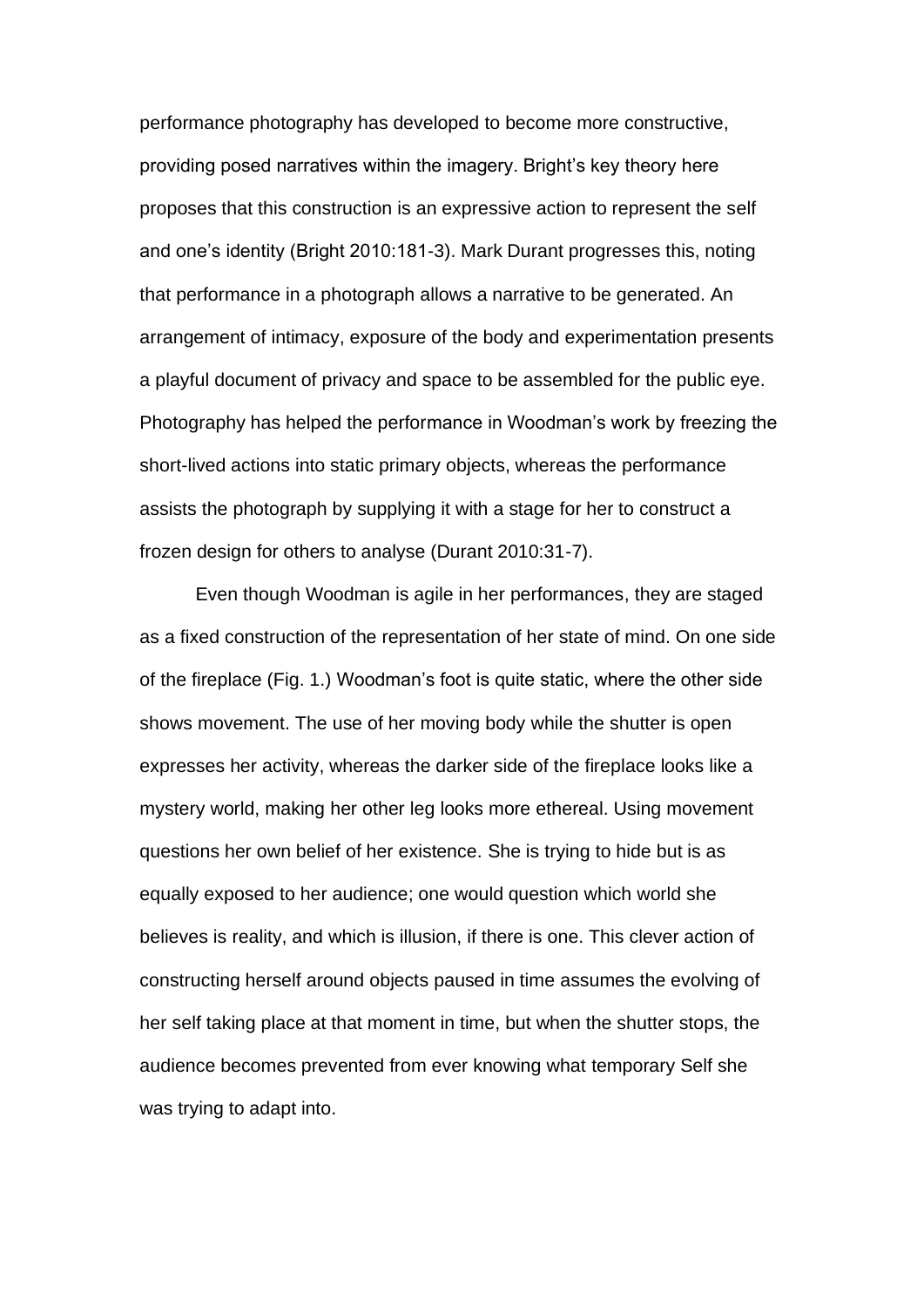performance photography has developed to become more constructive, providing posed narratives within the imagery. Bright's key theory here proposes that this construction is an expressive action to represent the self and one's identity (Bright 2010:181-3). Mark Durant progresses this, noting that performance in a photograph allows a narrative to be generated. An arrangement of intimacy, exposure of the body and experimentation presents a playful document of privacy and space to be assembled for the public eye. Photography has helped the performance in Woodman's work by freezing the short-lived actions into static primary objects, whereas the performance assists the photograph by supplying it with a stage for her to construct a frozen design for others to analyse (Durant 2010:31-7).

Even though Woodman is agile in her performances, they are staged as a fixed construction of the representation of her state of mind. On one side of the fireplace (Fig. 1.) Woodman's foot is quite static, where the other side shows movement. The use of her moving body while the shutter is open expresses her activity, whereas the darker side of the fireplace looks like a mystery world, making her other leg looks more ethereal. Using movement questions her own belief of her existence. She is trying to hide but is as equally exposed to her audience; one would question which world she believes is reality, and which is illusion, if there is one. This clever action of constructing herself around objects paused in time assumes the evolving of her self taking place at that moment in time, but when the shutter stops, the audience becomes prevented from ever knowing what temporary Self she was trying to adapt into.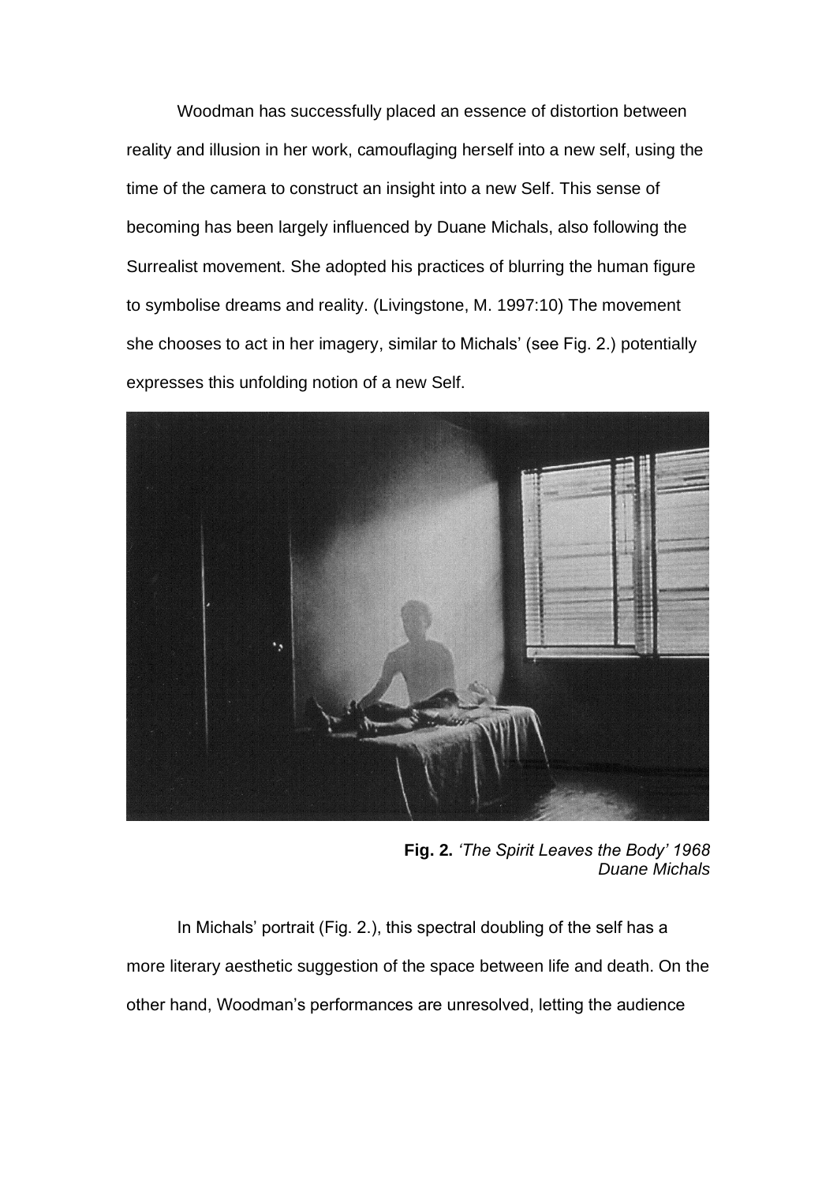Woodman has successfully placed an essence of distortion between reality and illusion in her work, camouflaging herself into a new self, using the time of the camera to construct an insight into a new Self. This sense of becoming has been largely influenced by Duane Michals, also following the Surrealist movement. She adopted his practices of blurring the human figure to symbolise dreams and reality. (Livingstone, M. 1997:10) The movement she chooses to act in her imagery, similar to Michals' (see Fig. 2.) potentially expresses this unfolding notion of a new Self.

**Fig. 2.** *'The Spirit Leaves the Body' 1968 Duane Michals*

In Michals' portrait (Fig. 2.), this spectral doubling of the self has a more literary aesthetic suggestion of the space between life and death. On the other hand, Woodman's performances are unresolved, letting the audience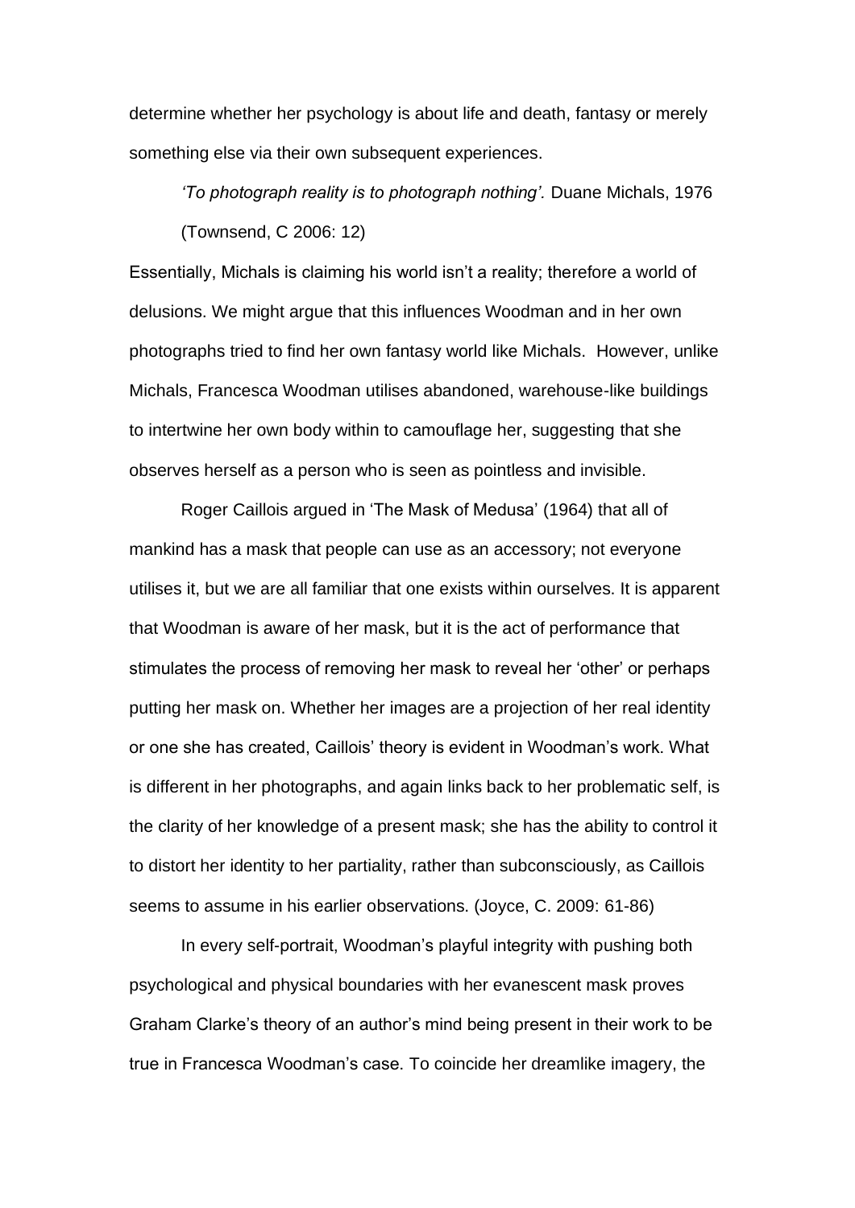determine whether her psychology is about life and death, fantasy or merely something else via their own subsequent experiences.

> *'To photograph reality is to photograph nothing'.* Duane Michals, 1976 (Townsend, C 2006: 12)

Essentially, Michals is claiming his world isn't a reality; therefore a world of delusions. We might argue that this influences Woodman and in her own photographs tried to find her own fantasy world like Michals. However, unlike Michals, Francesca Woodman utilises abandoned, warehouse-like buildings to intertwine her own body within to camouflage her, suggesting that she observes herself as a person who is seen as pointless and invisible.

Roger Caillois argued in 'The Mask of Medusa' (1964) that all of mankind has a mask that people can use as an accessory; not everyone utilises it, but we are all familiar that one exists within ourselves. It is apparent that Woodman is aware of her mask, but it is the act of performance that stimulates the process of removing her mask to reveal her 'other' or perhaps putting her mask on. Whether her images are a projection of her real identity or one she has created, Caillois' theory is evident in Woodman's work. What is different in her photographs, and again links back to her problematic self, is the clarity of her knowledge of a present mask; she has the ability to control it to distort her identity to her partiality, rather than subconsciously, as Caillois seems to assume in his earlier observations. (Joyce, C. 2009: 61-86)

In every self-portrait, Woodman's playful integrity with pushing both psychological and physical boundaries with her evanescent mask proves Graham Clarke's theory of an author's mind being present in their work to be true in Francesca Woodman's case. To coincide her dreamlike imagery, the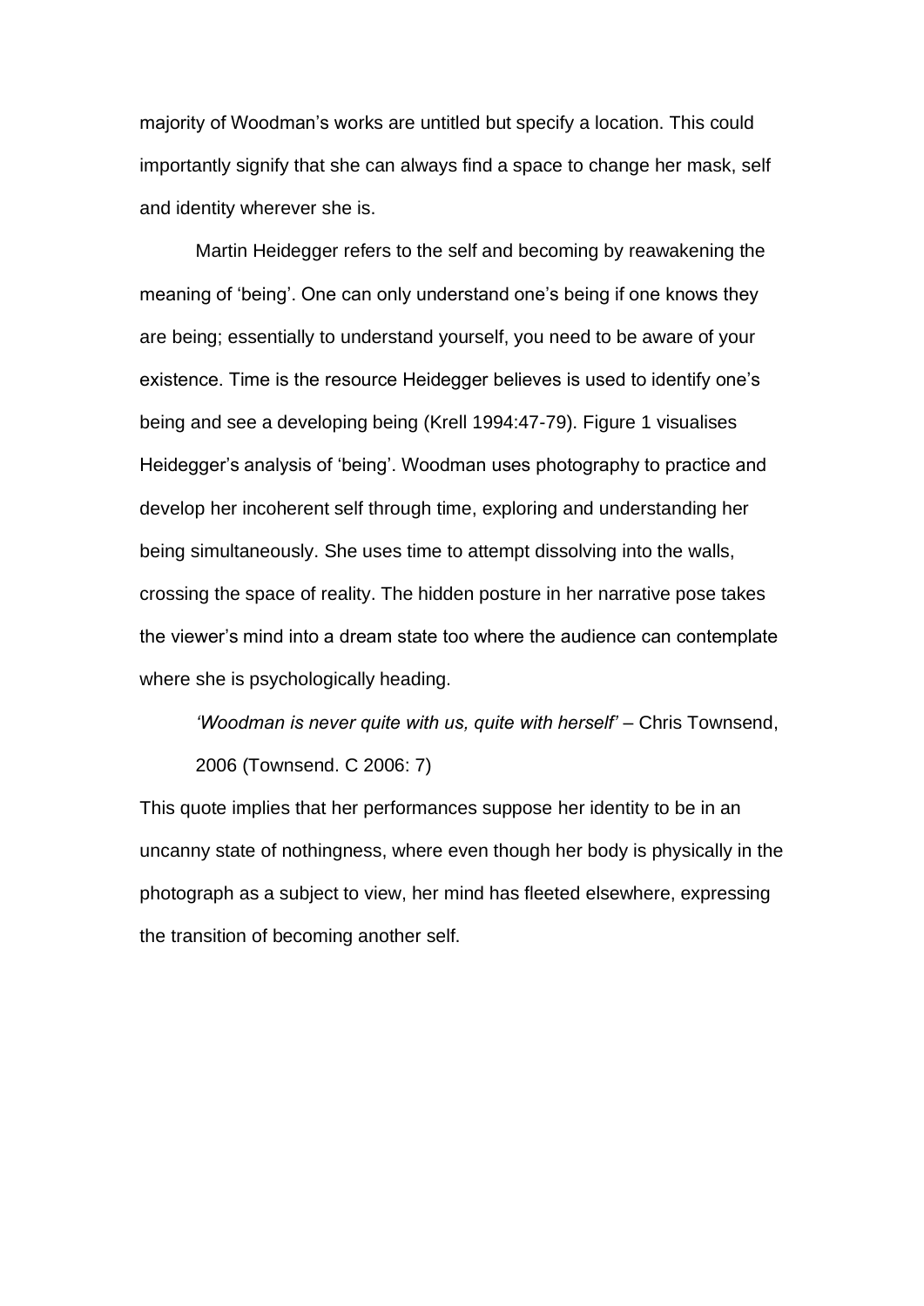majority of Woodman's works are untitled but specify a location. This could importantly signify that she can always find a space to change her mask, self and identity wherever she is.

Martin Heidegger refers to the self and becoming by reawakening the meaning of 'being'. One can only understand one's being if one knows they are being; essentially to understand yourself, you need to be aware of your existence. Time is the resource Heidegger believes is used to identify one's being and see a developing being (Krell 1994:47-79). Figure 1 visualises Heidegger's analysis of 'being'. Woodman uses photography to practice and develop her incoherent self through time, exploring and understanding her being simultaneously. She uses time to attempt dissolving into the walls, crossing the space of reality. The hidden posture in her narrative pose takes the viewer's mind into a dream state too where the audience can contemplate where she is psychologically heading.

> *'Woodman is never quite with us, quite with herself'* – Chris Townsend, 2006 (Townsend. C 2006: 7)

This quote implies that her performances suppose her identity to be in an uncanny state of nothingness, where even though her body is physically in the photograph as a subject to view, her mind has fleeted elsewhere, expressing the transition of becoming another self.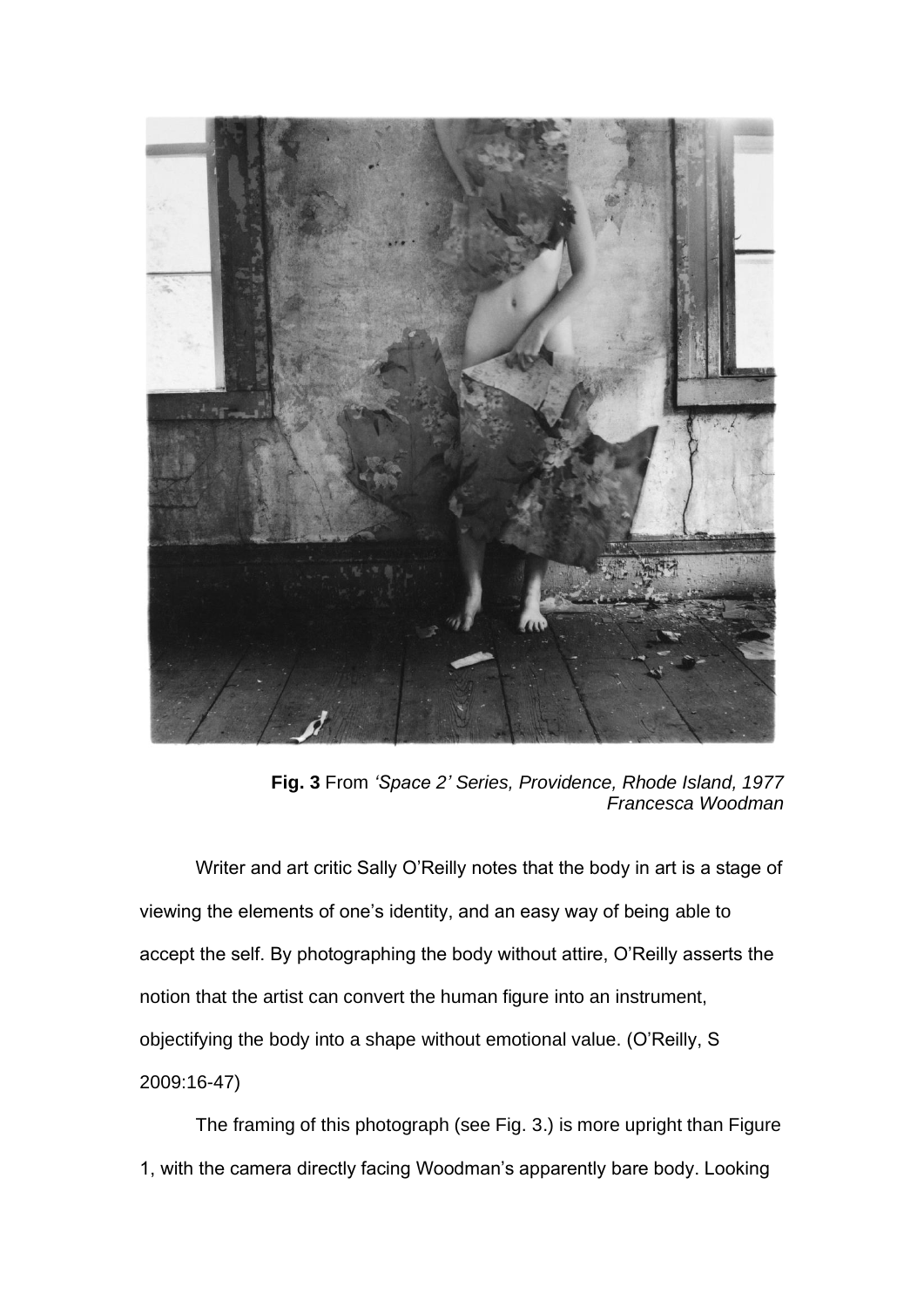**Fig. 3** From *'Space 2' Series, Providence, Rhode Island, 1977*
*Francesca Woodman*

Writer and art critic Sally O'Reilly notes that the body in art is a stage of viewing the elements of one's identity, and an easy way of being able to accept the self. By photographing the body without attire, O'Reilly asserts the notion that the artist can convert the human figure into an instrument, objectifying the body into a shape without emotional value. (O'Reilly, S 2009:16-47)

The framing of this photograph (see Fig. 3.) is more upright than Figure 1, with the camera directly facing Woodman's apparently bare body. Looking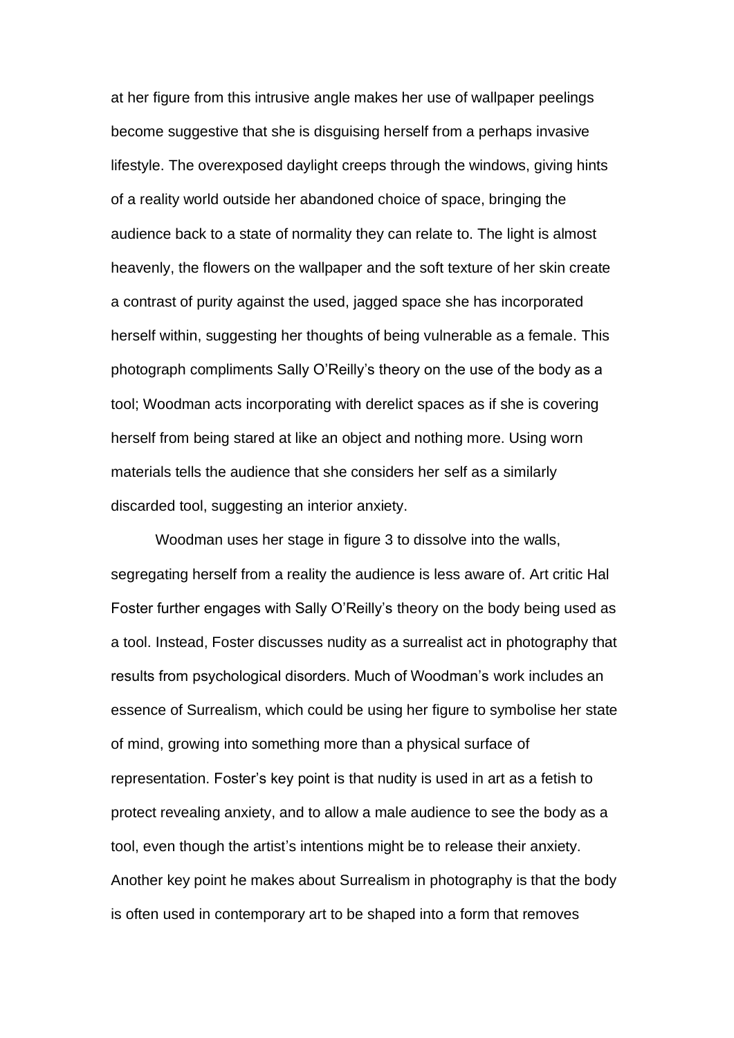at her figure from this intrusive angle makes her use of wallpaper peelings become suggestive that she is disguising herself from a perhaps invasive lifestyle. The overexposed daylight creeps through the windows, giving hints of a reality world outside her abandoned choice of space, bringing the audience back to a state of normality they can relate to. The light is almost heavenly, the flowers on the wallpaper and the soft texture of her skin create a contrast of purity against the used, jagged space she has incorporated herself within, suggesting her thoughts of being vulnerable as a female. This photograph compliments Sally O'Reilly's theory on the use of the body as a tool; Woodman acts incorporating with derelict spaces as if she is covering herself from being stared at like an object and nothing more. Using worn materials tells the audience that she considers her self as a similarly discarded tool, suggesting an interior anxiety.

Woodman uses her stage in figure 3 to dissolve into the walls, segregating herself from a reality the audience is less aware of. Art critic Hal Foster further engages with Sally O'Reilly's theory on the body being used as a tool. Instead, Foster discusses nudity as a surrealist act in photography that results from psychological disorders. Much of Woodman's work includes an essence of Surrealism, which could be using her figure to symbolise her state of mind, growing into something more than a physical surface of representation. Foster's key point is that nudity is used in art as a fetish to protect revealing anxiety, and to allow a male audience to see the body as a tool, even though the artist's intentions might be to release their anxiety. Another key point he makes about Surrealism in photography is that the body is often used in contemporary art to be shaped into a form that removes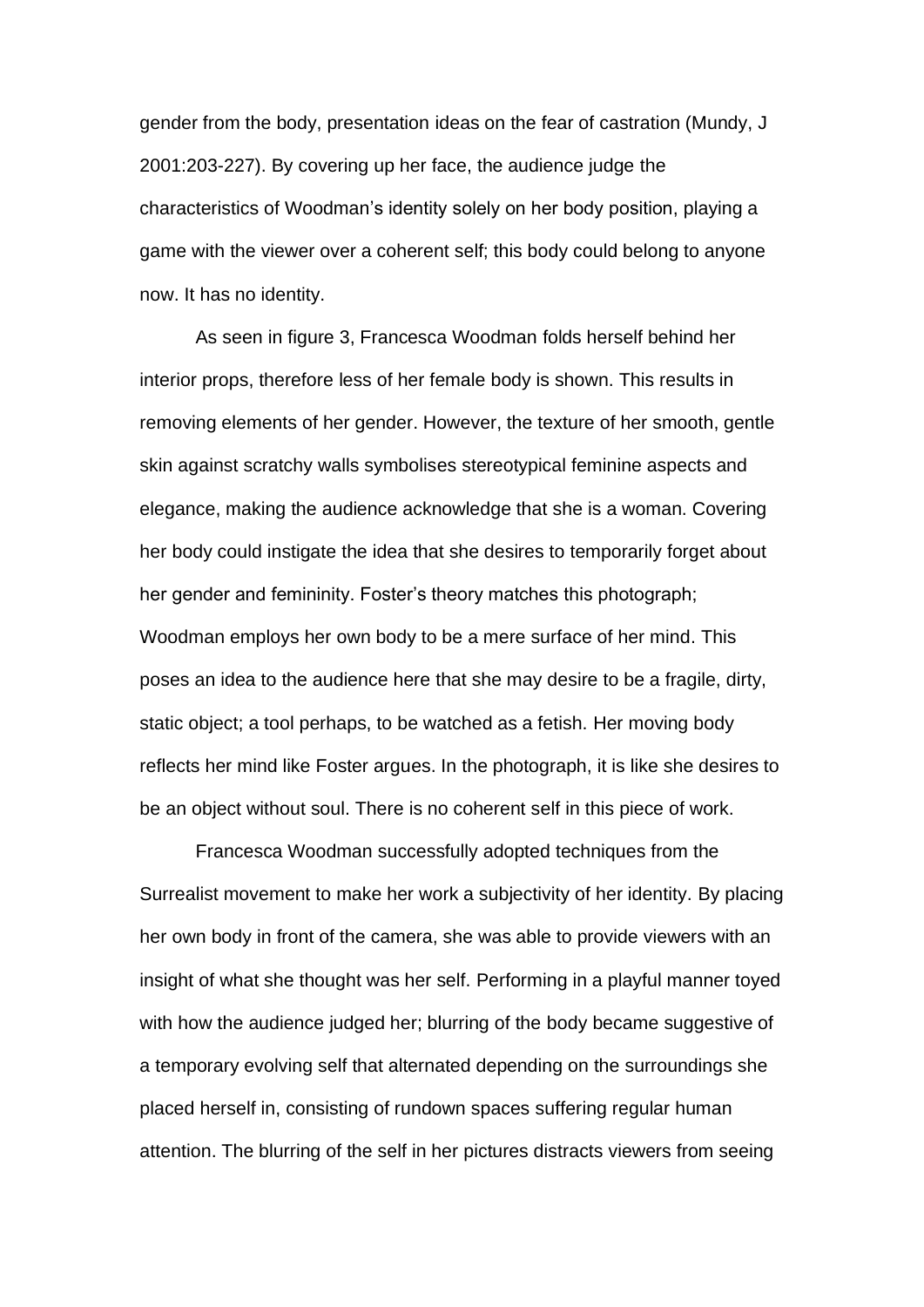gender from the body, presentation ideas on the fear of castration (Mundy, J 2001:203-227). By covering up her face, the audience judge the characteristics of Woodman's identity solely on her body position, playing a game with the viewer over a coherent self; this body could belong to anyone now. It has no identity.

As seen in figure 3, Francesca Woodman folds herself behind her interior props, therefore less of her female body is shown. This results in removing elements of her gender. However, the texture of her smooth, gentle skin against scratchy walls symbolises stereotypical feminine aspects and elegance, making the audience acknowledge that she is a woman. Covering her body could instigate the idea that she desires to temporarily forget about her gender and femininity. Foster's theory matches this photograph; Woodman employs her own body to be a mere surface of her mind. This poses an idea to the audience here that she may desire to be a fragile, dirty, static object; a tool perhaps, to be watched as a fetish. Her moving body reflects her mind like Foster argues. In the photograph, it is like she desires to be an object without soul. There is no coherent self in this piece of work.

Francesca Woodman successfully adopted techniques from the Surrealist movement to make her work a subjectivity of her identity. By placing her own body in front of the camera, she was able to provide viewers with an insight of what she thought was her self. Performing in a playful manner toyed with how the audience judged her; blurring of the body became suggestive of a temporary evolving self that alternated depending on the surroundings she placed herself in, consisting of rundown spaces suffering regular human attention. The blurring of the self in her pictures distracts viewers from seeing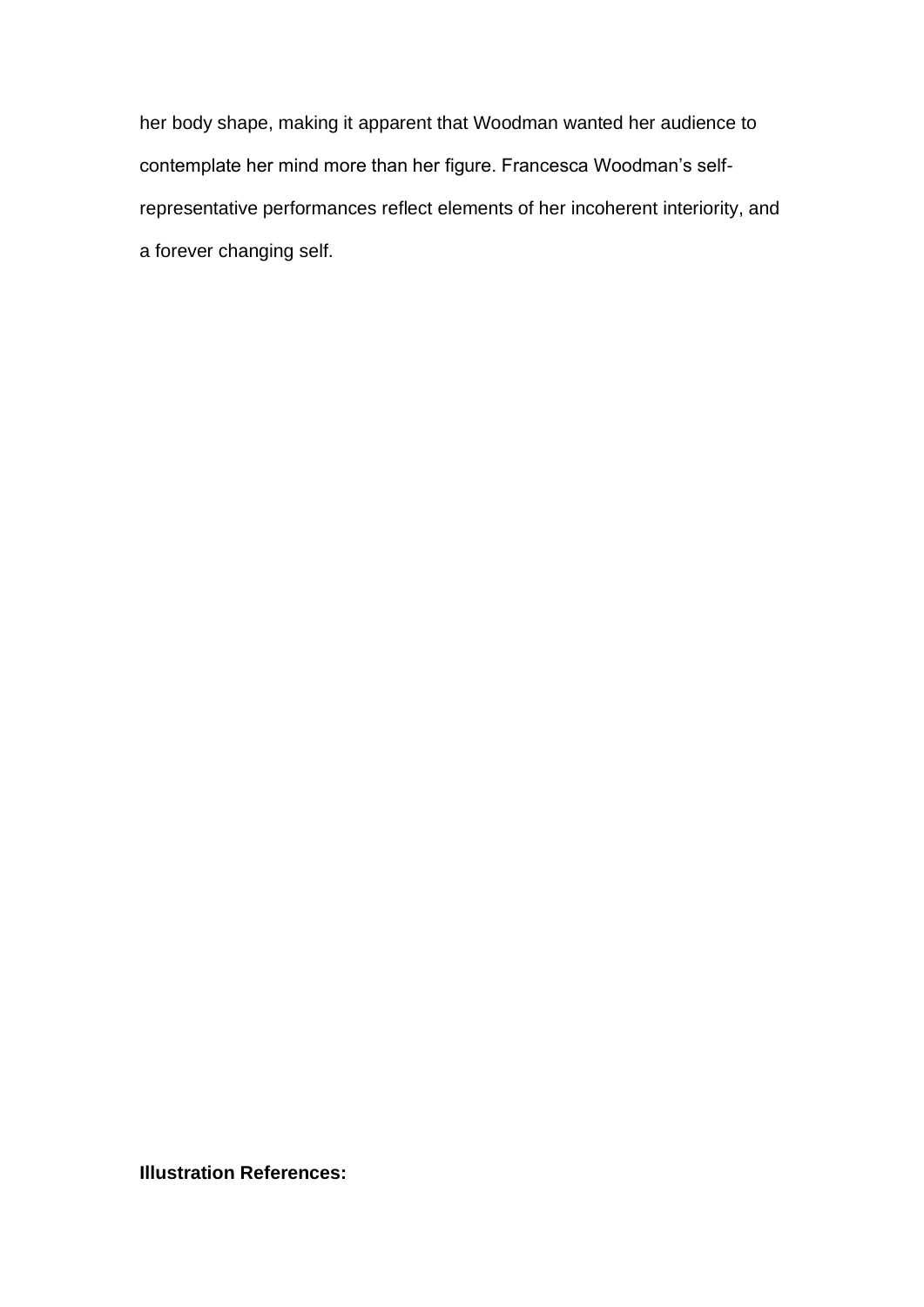her body shape, making it apparent that Woodman wanted her audience to contemplate her mind more than her figure. Francesca Woodman's self-representative performances reflect elements of her incoherent interiority, and a forever changing self.

**Illustration References:**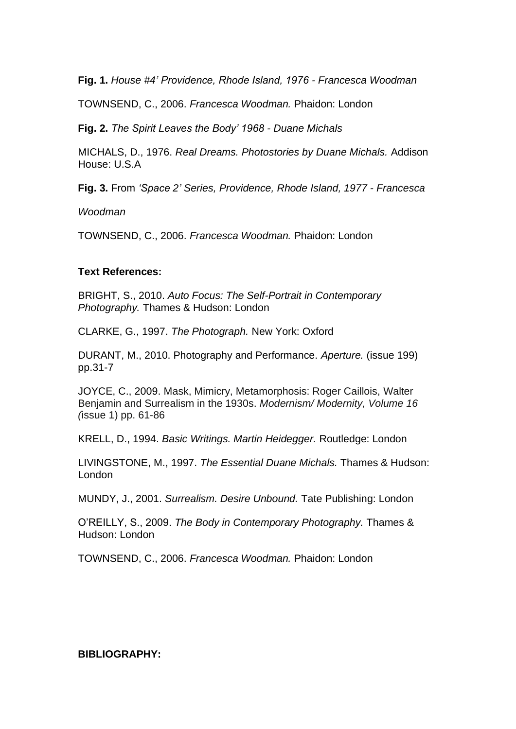**Fig. 1.** *House #4' Providence, Rhode Island, 1976 - Francesca Woodman*

TOWNSEND, C., 2006. *Francesca Woodman.* Phaidon: London

**Fig. 2.** *The Spirit Leaves the Body' 1968 - Duane Michals*

MICHALS, D., 1976. *Real Dreams. Photostories by Duane Michals.* Addison House: U.S.A

**Fig. 3.** From *'Space 2' Series, Providence, Rhode Island, 1977 - Francesca*

*Woodman*

TOWNSEND, C., 2006. *Francesca Woodman.* Phaidon: London

**Text References:**

BRIGHT, S., 2010. *Auto Focus: The Self-Portrait in Contemporary Photography.* Thames & Hudson: London

CLARKE, G., 1997. *The Photograph.* New York: Oxford

DURANT, M., 2010. Photography and Performance. *Aperture.* (issue 199) pp.31-7

JOYCE, C., 2009. Mask, Mimicry, Metamorphosis: Roger Caillois, Walter Benjamin and Surrealism in the 1930s. *Modernism/ Modernity, Volume 16 (*issue 1) pp. 61-86

KRELL, D., 1994. *Basic Writings. Martin Heidegger.* Routledge: London

LIVINGSTONE, M., 1997. *The Essential Duane Michals.* Thames & Hudson: London

MUNDY, J., 2001. *Surrealism. Desire Unbound.* Tate Publishing: London

O'REILLY, S., 2009. *The Body in Contemporary Photography.* Thames & Hudson: London

TOWNSEND, C., 2006. *Francesca Woodman.* Phaidon: London

**BIBLIOGRAPHY:**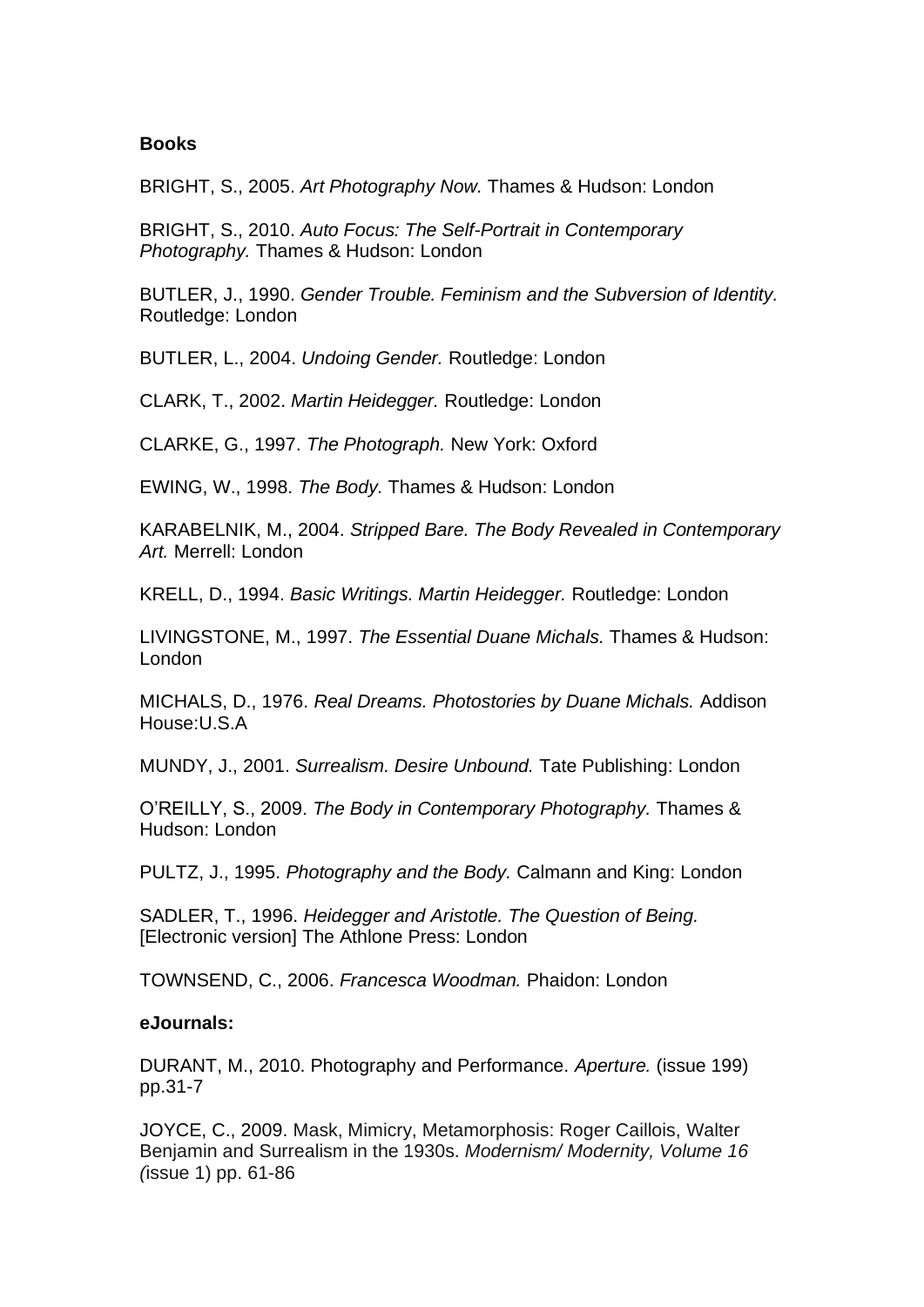**Books**

BRIGHT, S., 2005. *Art Photography Now.* Thames & Hudson: London

BRIGHT, S., 2010. *Auto Focus: The Self-Portrait in Contemporary Photography.* Thames & Hudson: London

BUTLER, J., 1990. *Gender Trouble. Feminism and the Subversion of Identity.* Routledge: London

BUTLER, L., 2004. *Undoing Gender.* Routledge: London

CLARK, T., 2002. *Martin Heidegger.* Routledge: London

CLARKE, G., 1997. *The Photograph.* New York: Oxford

EWING, W., 1998. *The Body.* Thames & Hudson: London

KARABELNIK, M., 2004. *Stripped Bare. The Body Revealed in Contemporary Art.* Merrell: London

KRELL, D., 1994. *Basic Writings. Martin Heidegger.* Routledge: London

LIVINGSTONE, M., 1997. *The Essential Duane Michals.* Thames & Hudson: London

MICHALS, D., 1976. *Real Dreams. Photostories by Duane Michals.* Addison House:U.S.A

MUNDY, J., 2001. *Surrealism. Desire Unbound.* Tate Publishing: London

O'REILLY, S., 2009. *The Body in Contemporary Photography.* Thames & Hudson: London

PULTZ, J., 1995. *Photography and the Body.* Calmann and King: London

SADLER, T., 1996. *Heidegger and Aristotle. The Question of Being.* [Electronic version] The Athlone Press: London

TOWNSEND, C., 2006. *Francesca Woodman.* Phaidon: London

**eJournals:**

DURANT, M., 2010. Photography and Performance. *Aperture.* (issue 199) pp.31-7

JOYCE, C., 2009. Mask, Mimicry, Metamorphosis: Roger Caillois, Walter Benjamin and Surrealism in the 1930s. *Modernism/ Modernity, Volume 16 (*issue 1) pp. 61-86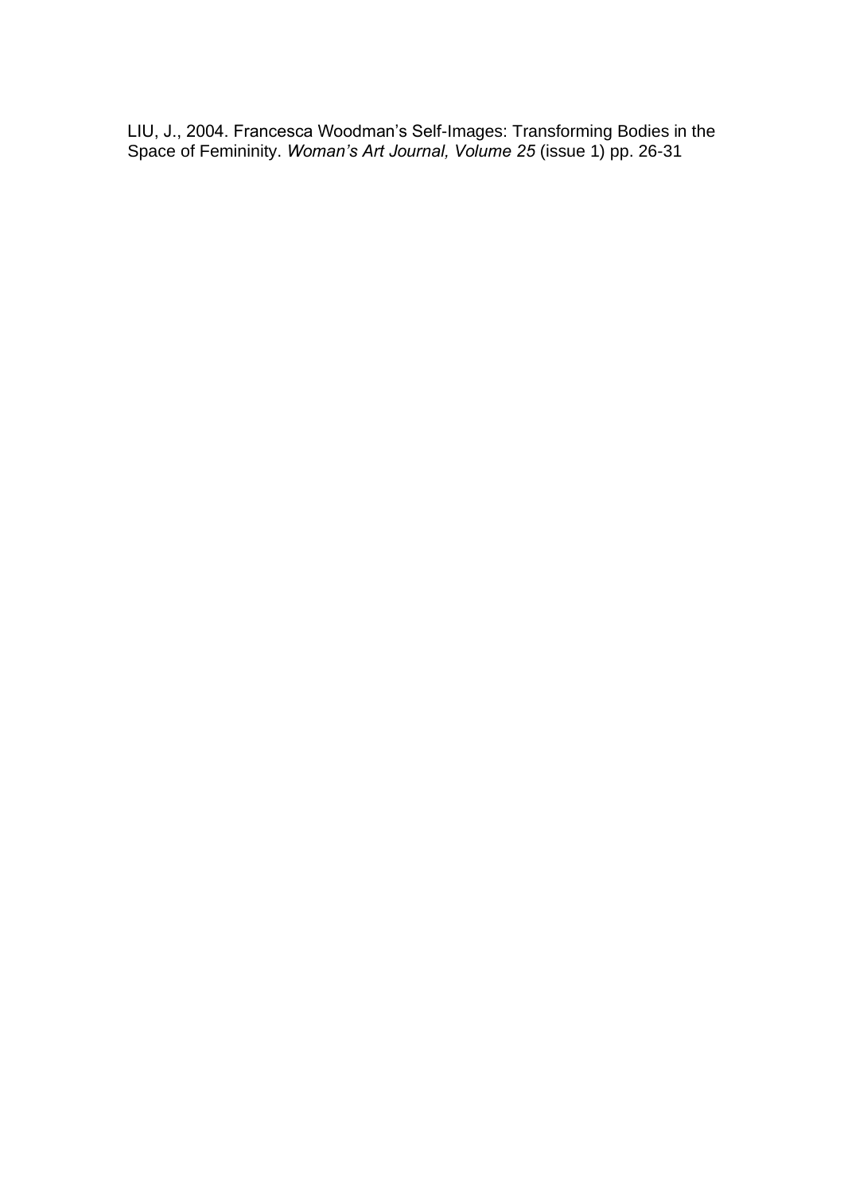LIU, J., 2004. Francesca Woodman's Self-Images: Transforming Bodies in the Space of Femininity. *Woman's Art Journal, Volume 25* (issue 1) pp. 26-31